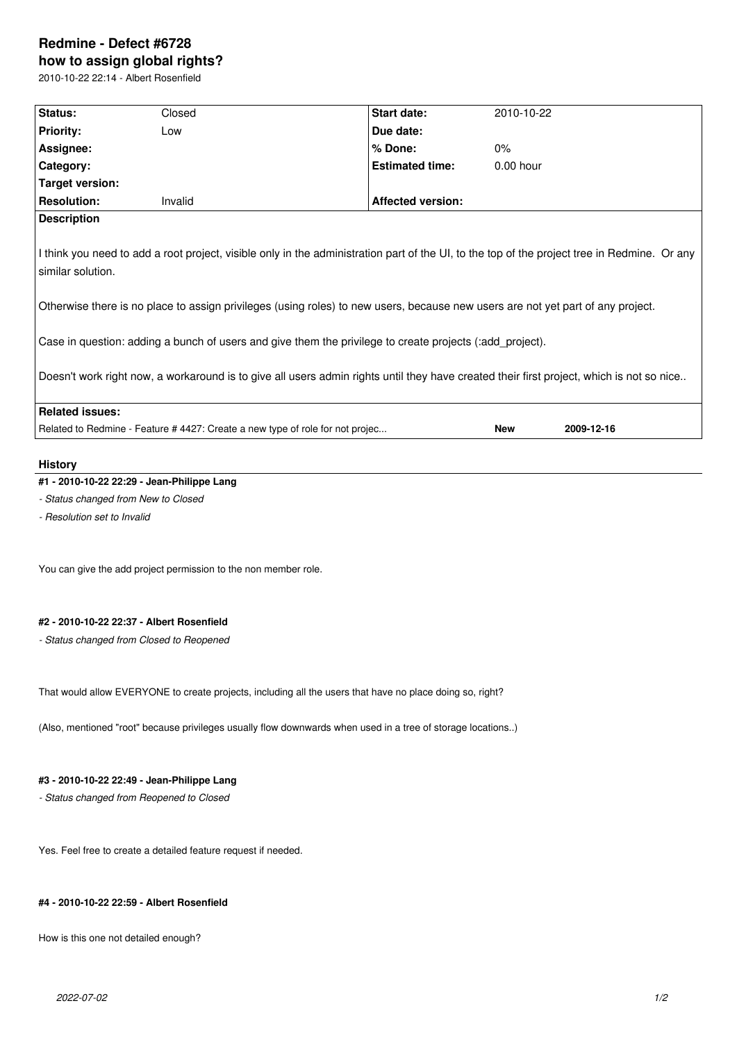# Redmine - Defect #6728

## how to assign global rights?

2010-10-22 22:14 - Albert Rosenfield

| Status: | Closed | Start date: | 2010-10-22 |
|---|---|---|---|
| Priority: | Low | Due date: | |
| Assignee: | | % Done: | 0% |
| Category: | | Estimated time: | 0.00 hour |
| Target version: | | | |
| Resolution: | Invalid | Affected version: | |

**Description**

I think you need to add a root project, visible only in the administration part of the UI, to the top of the project tree in Redmine. Or any similar solution.

Otherwise there is no place to assign privileges (using roles) to new users, because new users are not yet part of any project.

Case in question: adding a bunch of users and give them the privilege to create projects (:add_project).

Doesn't work right now, a workaround is to give all users admin rights until they have created their first project, which is not so nice..

**Related issues:**

| | | |
|---|---|---|
| Related to Redmine - Feature # 4427: Create a new type of role for not projec... | New | 2009-12-16 |

## History

#### #1 - 2010-10-22 22:29 - Jean-Philippe Lang

*- Status changed from New to Closed*

*- Resolution set to Invalid*

You can give the add project permission to the non member role.

#### #2 - 2010-10-22 22:37 - Albert Rosenfield

*- Status changed from Closed to Reopened*

That would allow EVERYONE to create projects, including all the users that have no place doing so, right?

(Also, mentioned "root" because privileges usually flow downwards when used in a tree of storage locations..)

#### #3 - 2010-10-22 22:49 - Jean-Philippe Lang

*- Status changed from Reopened to Closed*

Yes. Feel free to create a detailed feature request if needed.

#### #4 - 2010-10-22 22:59 - Albert Rosenfield

How is this one not detailed enough?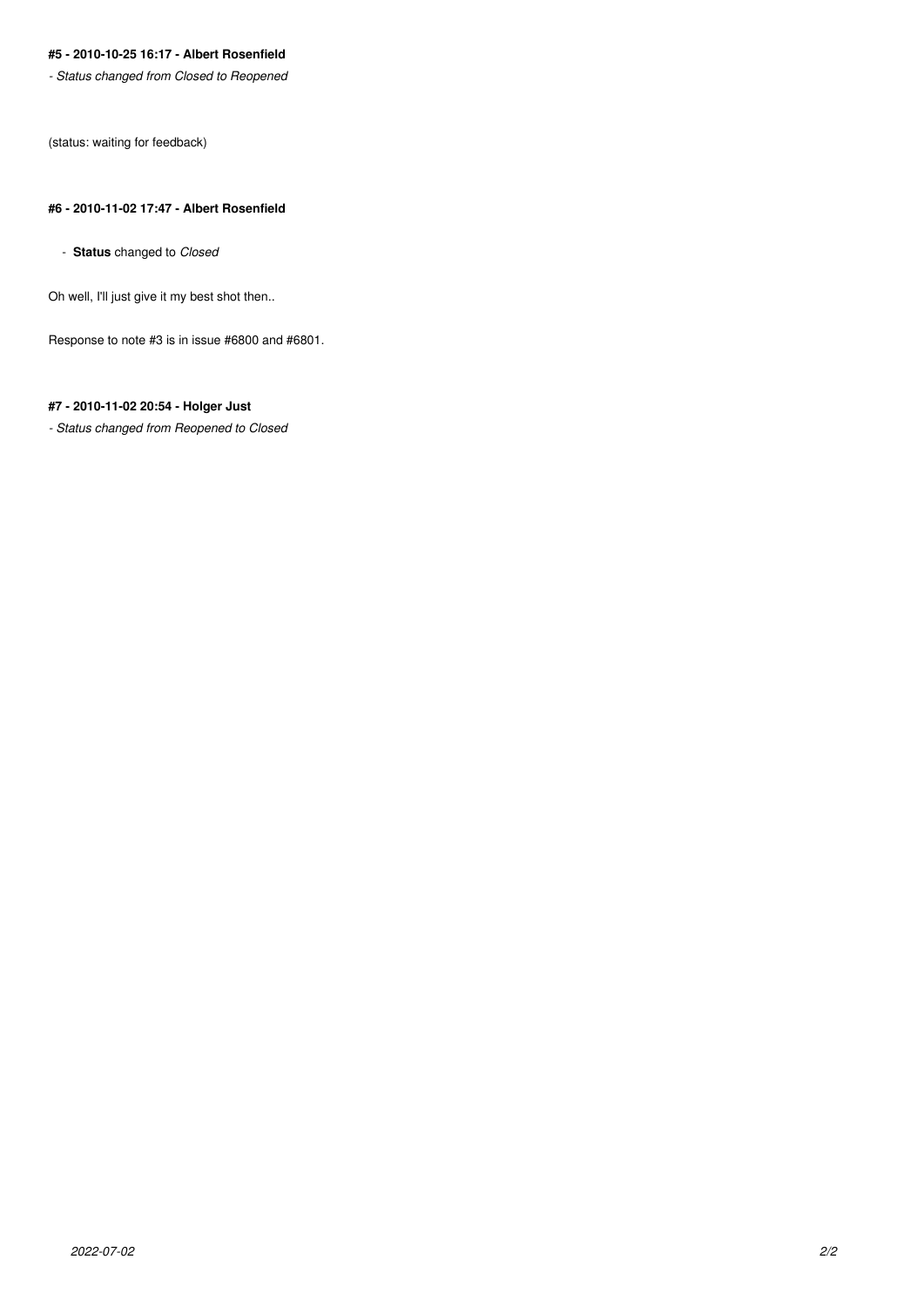#### #5 - 2010-10-25 16:17 - Albert Rosenfield

*- Status changed from Closed to Reopened*

(status: waiting for feedback)

#### #6 - 2010-11-02 17:47 - Albert Rosenfield

- **Status** changed to *Closed*

Oh well, I'll just give it my best shot then..

Response to note #3 is in issue #6800 and #6801.

#### #7 - 2010-11-02 20:54 - Holger Just

*- Status changed from Reopened to Closed*